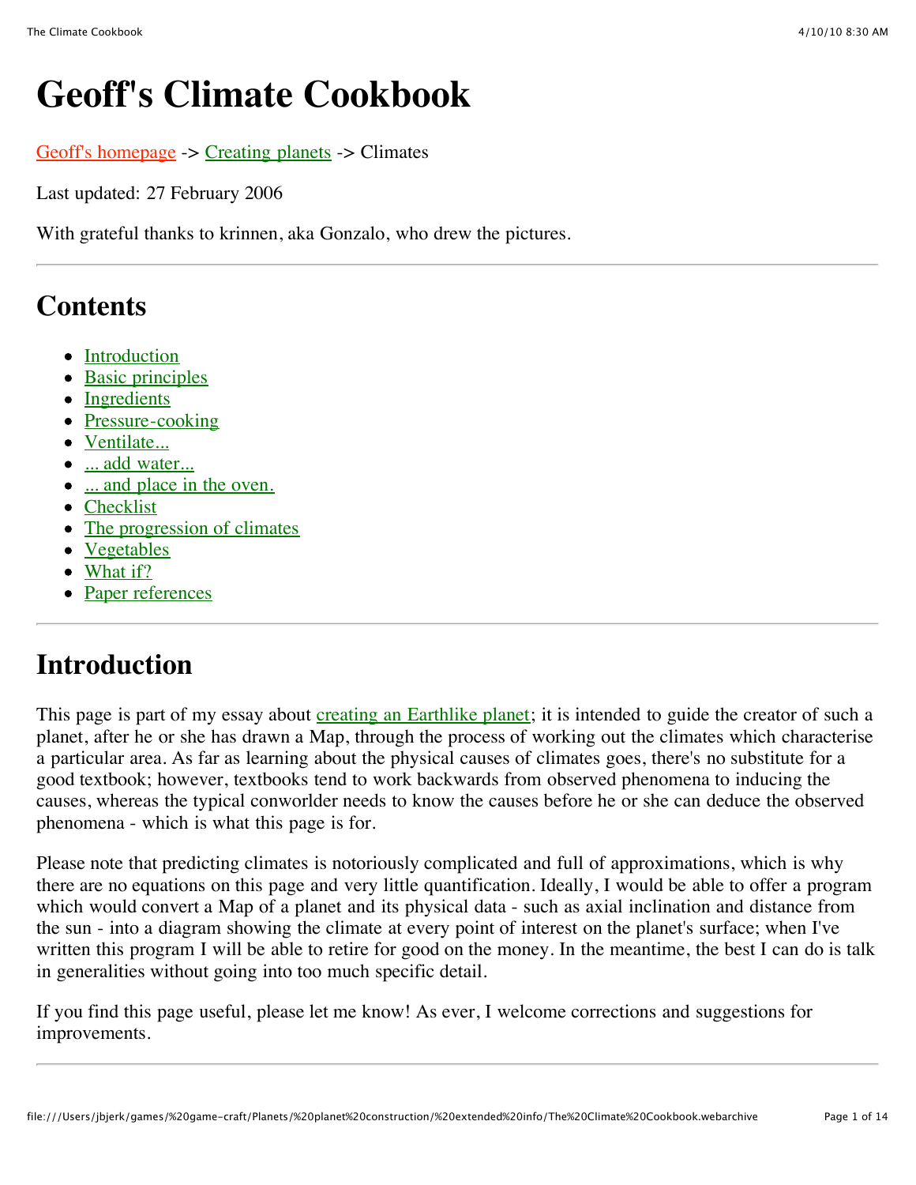# Geoff's Climate Cookbook

Geoff's homepage -> Creating planets -> Climates

Last updated: 27 February 2006

With grateful thanks to krinnen, aka Gonzalo, who drew the pictures.

---

## Contents

- Introduction
- Basic principles
- Ingredients
- Pressure-cooking
- Ventilate...
- ... add water...
- ... and place in the oven.
- Checklist
- The progression of climates
- Vegetables
- What if?
- Paper references

---

## Introduction

This page is part of my essay about creating an Earthlike planet; it is intended to guide the creator of such a planet, after he or she has drawn a Map, through the process of working out the climates which characterise a particular area. As far as learning about the physical causes of climates goes, there's no substitute for a good textbook; however, textbooks tend to work backwards from observed phenomena to inducing the causes, whereas the typical conworlder needs to know the causes before he or she can deduce the observed phenomena - which is what this page is for.

Please note that predicting climates is notoriously complicated and full of approximations, which is why there are no equations on this page and very little quantification. Ideally, I would be able to offer a program which would convert a Map of a planet and its physical data - such as axial inclination and distance from the sun - into a diagram showing the climate at every point of interest on the planet's surface; when I've written this program I will be able to retire for good on the money. In the meantime, the best I can do is talk in generalities without going into too much specific detail.

If you find this page useful, please let me know! As ever, I welcome corrections and suggestions for improvements.

---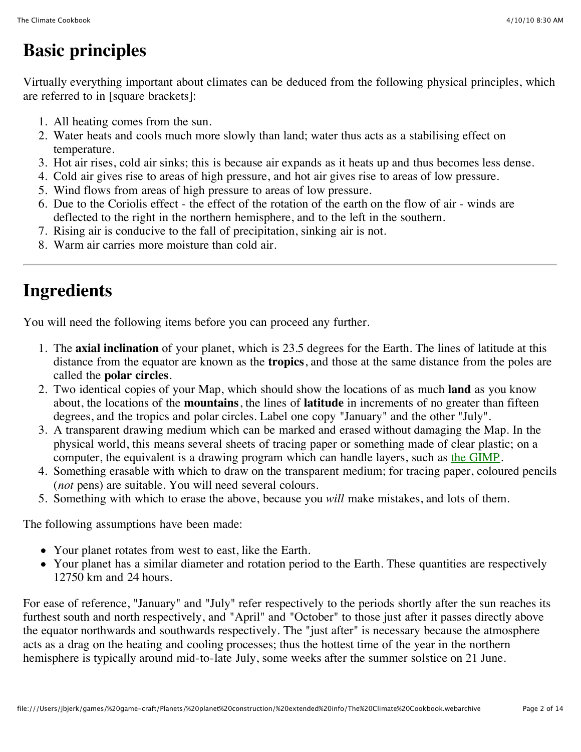# Basic principles

Virtually everything important about climates can be deduced from the following physical principles, which are referred to in [square brackets]:

1. All heating comes from the sun.
2. Water heats and cools much more slowly than land; water thus acts as a stabilising effect on temperature.
3. Hot air rises, cold air sinks; this is because air expands as it heats up and thus becomes less dense.
4. Cold air gives rise to areas of high pressure, and hot air gives rise to areas of low pressure.
5. Wind flows from areas of high pressure to areas of low pressure.
6. Due to the Coriolis effect - the effect of the rotation of the earth on the flow of air - winds are deflected to the right in the northern hemisphere, and to the left in the southern.
7. Rising air is conducive to the fall of precipitation, sinking air is not.
8. Warm air carries more moisture than cold air.

---

# Ingredients

You will need the following items before you can proceed any further.

1. The **axial inclination** of your planet, which is 23.5 degrees for the Earth. The lines of latitude at this distance from the equator are known as the **tropics**, and those at the same distance from the poles are called the **polar circles**.
2. Two identical copies of your Map, which should show the locations of as much **land** as you know about, the locations of the **mountains**, the lines of **latitude** in increments of no greater than fifteen degrees, and the tropics and polar circles. Label one copy "January" and the other "July".
3. A transparent drawing medium which can be marked and erased without damaging the Map. In the physical world, this means several sheets of tracing paper or something made of clear plastic; on a computer, the equivalent is a drawing program which can handle layers, such as the GIMP.
4. Something erasable with which to draw on the transparent medium; for tracing paper, coloured pencils (*not* pens) are suitable. You will need several colours.
5. Something with which to erase the above, because you *will* make mistakes, and lots of them.

The following assumptions have been made:

- Your planet rotates from west to east, like the Earth.
- Your planet has a similar diameter and rotation period to the Earth. These quantities are respectively 12750 km and 24 hours.

For ease of reference, "January" and "July" refer respectively to the periods shortly after the sun reaches its furthest south and north respectively, and "April" and "October" to those just after it passes directly above the equator northwards and southwards respectively. The "just after" is necessary because the atmosphere acts as a drag on the heating and cooling processes; thus the hottest time of the year in the northern hemisphere is typically around mid-to-late July, some weeks after the summer solstice on 21 June.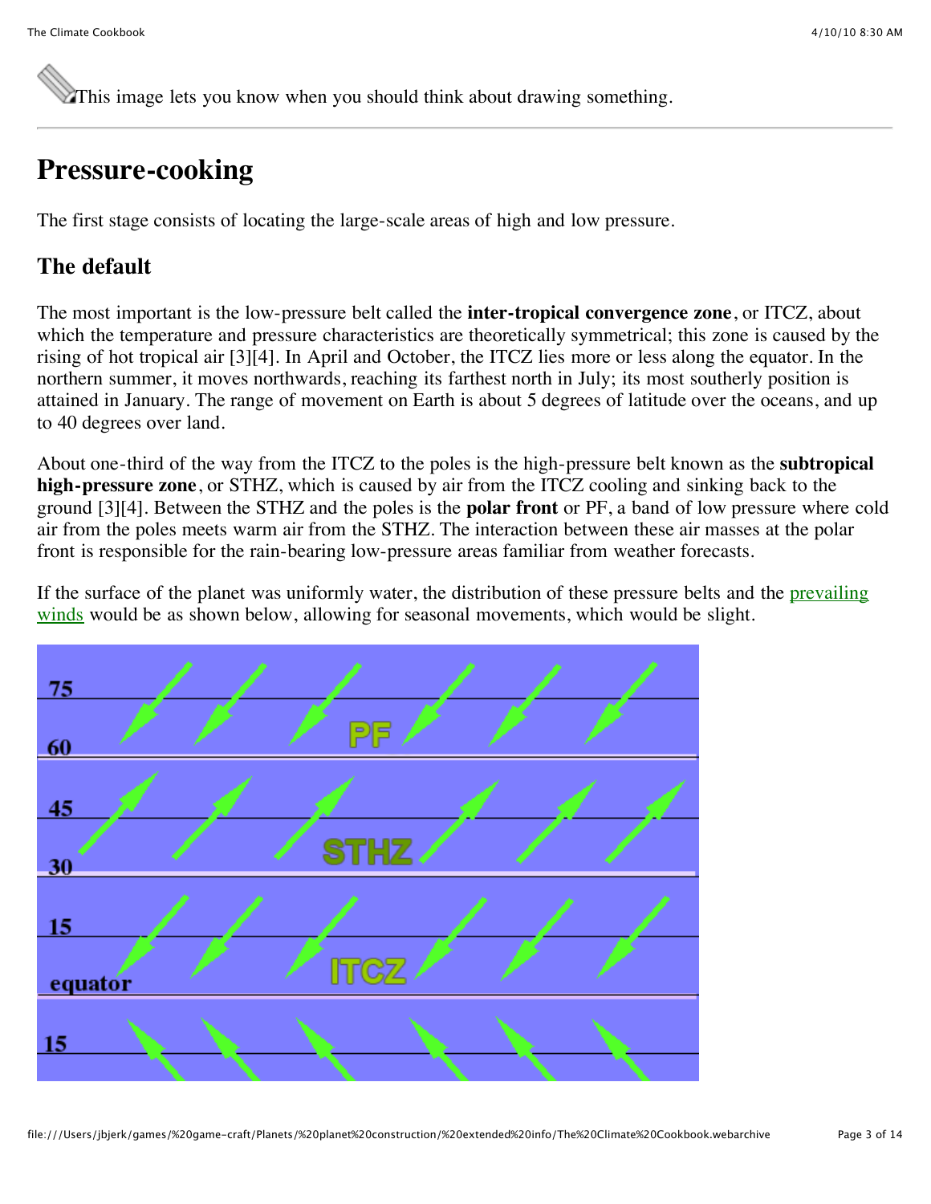This image lets you know when you should think about drawing something.

## Pressure-cooking

The first stage consists of locating the large-scale areas of high and low pressure.

### The default

The most important is the low-pressure belt called the **inter-tropical convergence zone**, or ITCZ, about which the temperature and pressure characteristics are theoretically symmetrical; this zone is caused by the rising of hot tropical air [3][4]. In April and October, the ITCZ lies more or less along the equator. In the northern summer, it moves northwards, reaching its farthest north in July; its most southerly position is attained in January. The range of movement on Earth is about 5 degrees of latitude over the oceans, and up to 40 degrees over land.

About one-third of the way from the ITCZ to the poles is the high-pressure belt known as the **subtropical high-pressure zone**, or STHZ, which is caused by air from the ITCZ cooling and sinking back to the ground [3][4]. Between the STHZ and the poles is the **polar front** or PF, a band of low pressure where cold air from the poles meets warm air from the STHZ. The interaction between these air masses at the polar front is responsible for the rain-bearing low-pressure areas familiar from weather forecasts.

If the surface of the planet was uniformly water, the distribution of these pressure belts and the prevailing winds would be as shown below, allowing for seasonal movements, which would be slight.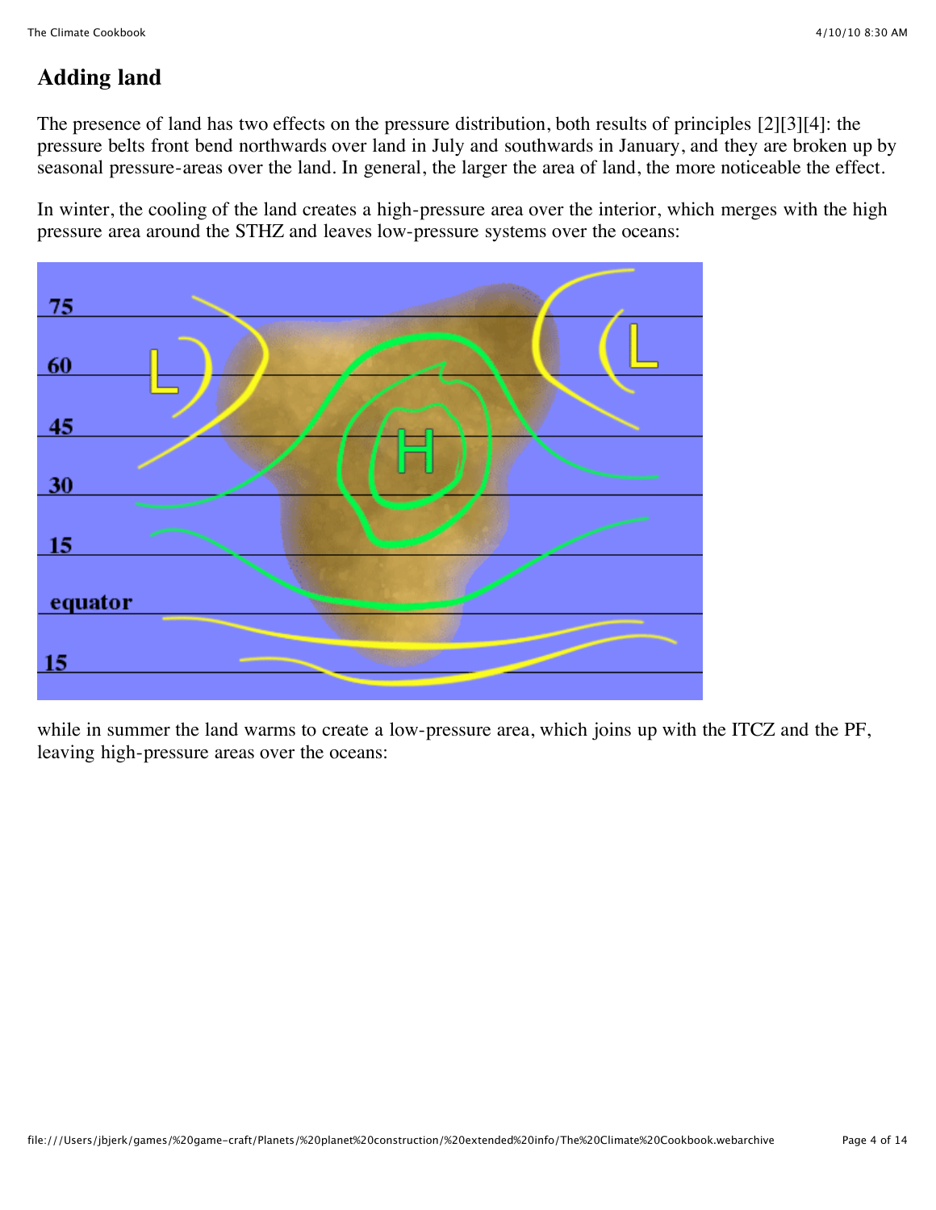## Adding land

The presence of land has two effects on the pressure distribution, both results of principles [2][3][4]: the pressure belts front bend northwards over land in July and southwards in January, and they are broken up by seasonal pressure-areas over the land. In general, the larger the area of land, the more noticeable the effect.

In winter, the cooling of the land creates a high-pressure area over the interior, which merges with the high pressure area around the STHZ and leaves low-pressure systems over the oceans:

while in summer the land warms to create a low-pressure area, which joins up with the ITCZ and the PF, leaving high-pressure areas over the oceans: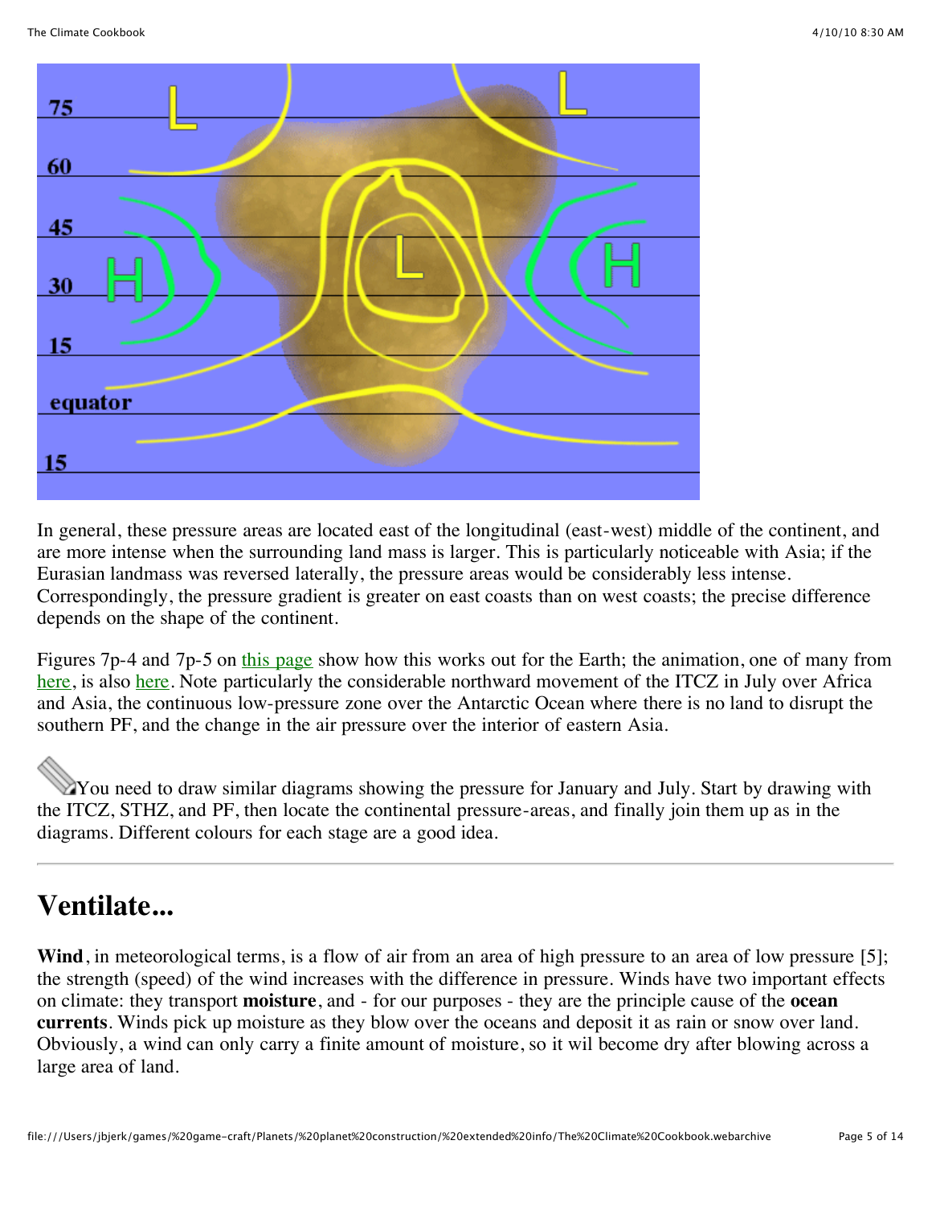In general, these pressure areas are located east of the longitudinal (east-west) middle of the continent, and are more intense when the surrounding land mass is larger. This is particularly noticeable with Asia; if the Eurasian landmass was reversed laterally, the pressure areas would be considerably less intense. Correspondingly, the pressure gradient is greater on east coasts than on west coasts; the precise difference depends on the shape of the continent.

Figures 7p-4 and 7p-5 on this page show how this works out for the Earth; the animation, one of many from here, is also here. Note particularly the considerable northward movement of the ITCZ in July over Africa and Asia, the continuous low-pressure zone over the Antarctic Ocean where there is no land to disrupt the southern PF, and the change in the air pressure over the interior of eastern Asia.

You need to draw similar diagrams showing the pressure for January and July. Start by drawing with the ITCZ, STHZ, and PF, then locate the continental pressure-areas, and finally join them up as in the diagrams. Different colours for each stage are a good idea.

---

## Ventilate...

**Wind**, in meteorological terms, is a flow of air from an area of high pressure to an area of low pressure [5]; the strength (speed) of the wind increases with the difference in pressure. Winds have two important effects on climate: they transport **moisture**, and - for our purposes - they are the principle cause of the **ocean currents**. Winds pick up moisture as they blow over the oceans and deposit it as rain or snow over land. Obviously, a wind can only carry a finite amount of moisture, so it wil become dry after blowing across a large area of land.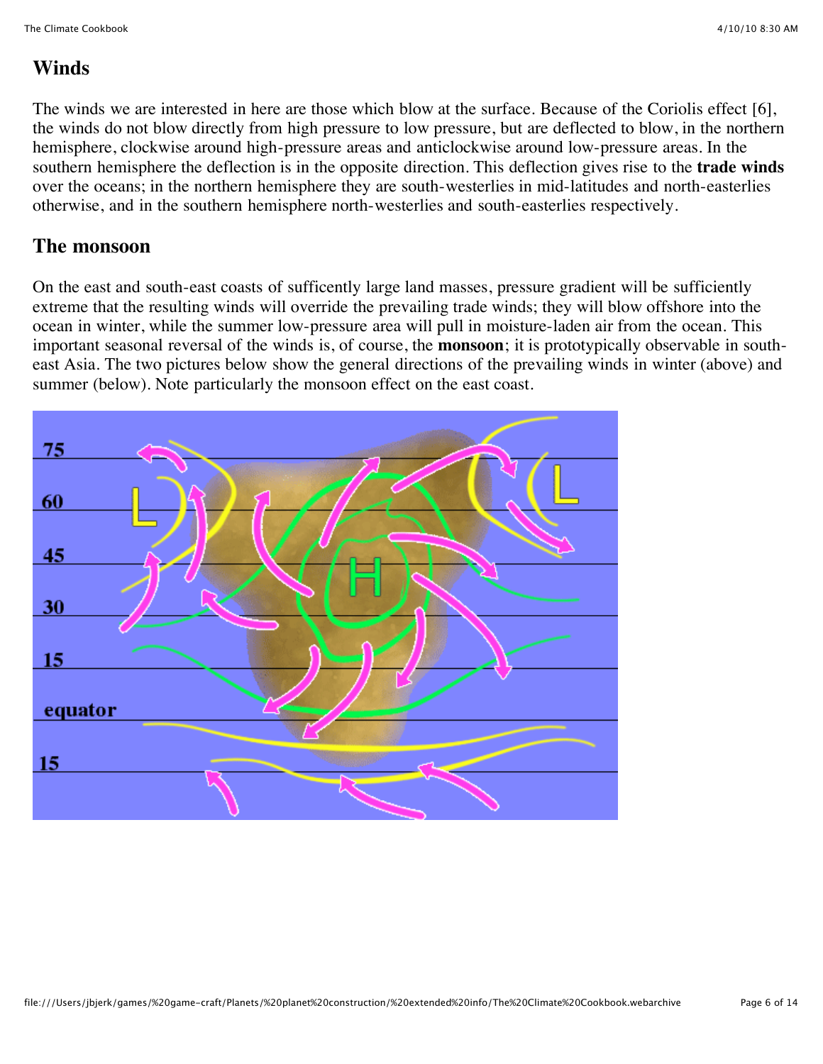## Winds

The winds we are interested in here are those which blow at the surface. Because of the Coriolis effect [6], the winds do not blow directly from high pressure to low pressure, but are deflected to blow, in the northern hemisphere, clockwise around high-pressure areas and anticlockwise around low-pressure areas. In the southern hemisphere the deflection is in the opposite direction. This deflection gives rise to the **trade winds** over the oceans; in the northern hemisphere they are south-westerlies in mid-latitudes and north-easterlies otherwise, and in the southern hemisphere north-westerlies and south-easterlies respectively.

## The monsoon

On the east and south-east coasts of sufficently large land masses, pressure gradient will be sufficiently extreme that the resulting winds will override the prevailing trade winds; they will blow offshore into the ocean in winter, while the summer low-pressure area will pull in moisture-laden air from the ocean. This important seasonal reversal of the winds is, of course, the **monsoon**; it is prototypically observable in south-east Asia. The two pictures below show the general directions of the prevailing winds in winter (above) and summer (below). Note particularly the monsoon effect on the east coast.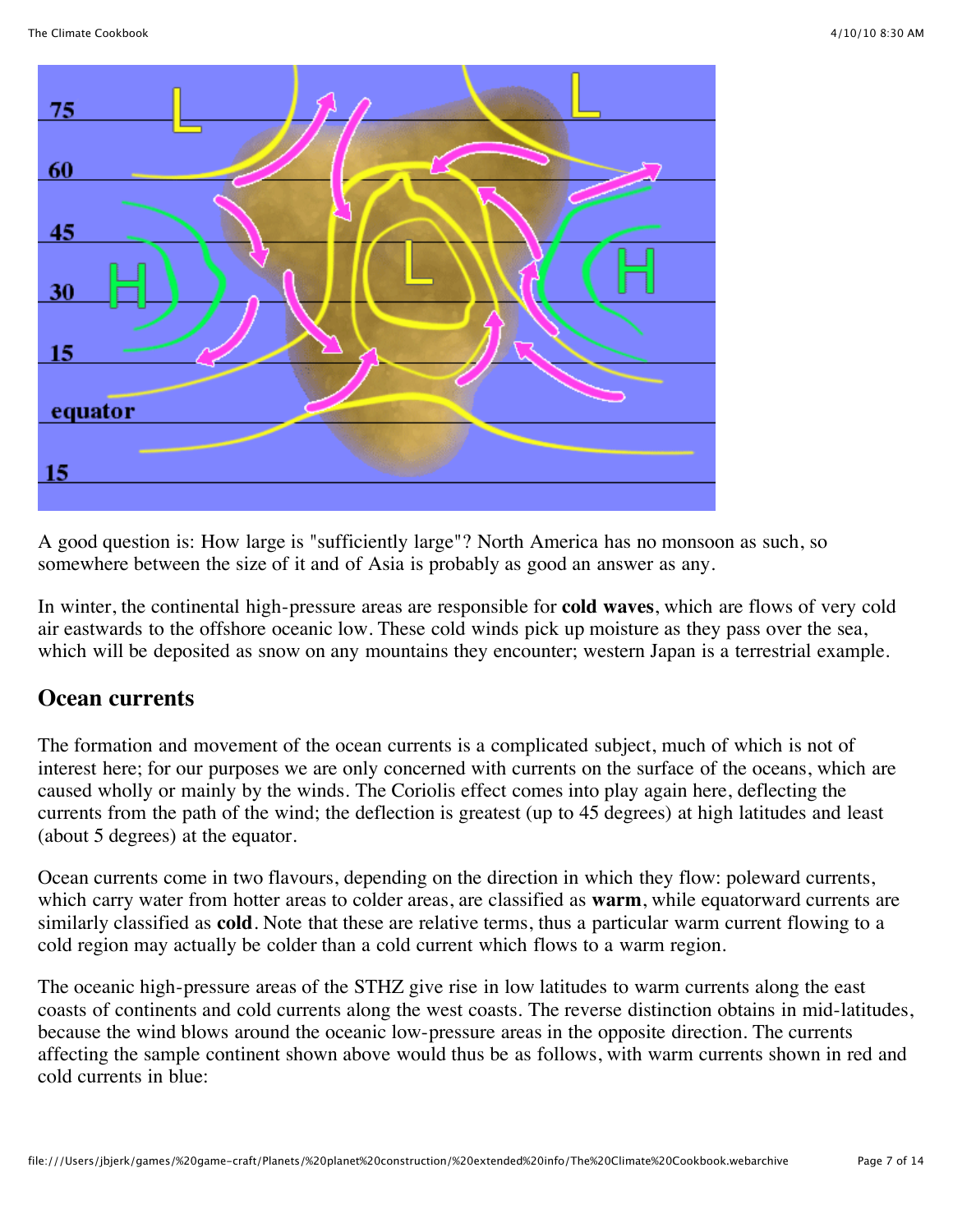A good question is: How large is "sufficiently large"? North America has no monsoon as such, so somewhere between the size of it and of Asia is probably as good an answer as any.

In winter, the continental high-pressure areas are responsible for **cold waves**, which are flows of very cold air eastwards to the offshore oceanic low. These cold winds pick up moisture as they pass over the sea, which will be deposited as snow on any mountains they encounter; western Japan is a terrestrial example.

## Ocean currents

The formation and movement of the ocean currents is a complicated subject, much of which is not of interest here; for our purposes we are only concerned with currents on the surface of the oceans, which are caused wholly or mainly by the winds. The Coriolis effect comes into play again here, deflecting the currents from the path of the wind; the deflection is greatest (up to 45 degrees) at high latitudes and least (about 5 degrees) at the equator.

Ocean currents come in two flavours, depending on the direction in which they flow: poleward currents, which carry water from hotter areas to colder areas, are classified as **warm**, while equatorward currents are similarly classified as **cold**. Note that these are relative terms, thus a particular warm current flowing to a cold region may actually be colder than a cold current which flows to a warm region.

The oceanic high-pressure areas of the STHZ give rise in low latitudes to warm currents along the east coasts of continents and cold currents along the west coasts. The reverse distinction obtains in mid-latitudes, because the wind blows around the oceanic low-pressure areas in the opposite direction. The currents affecting the sample continent shown above would thus be as follows, with warm currents shown in red and cold currents in blue: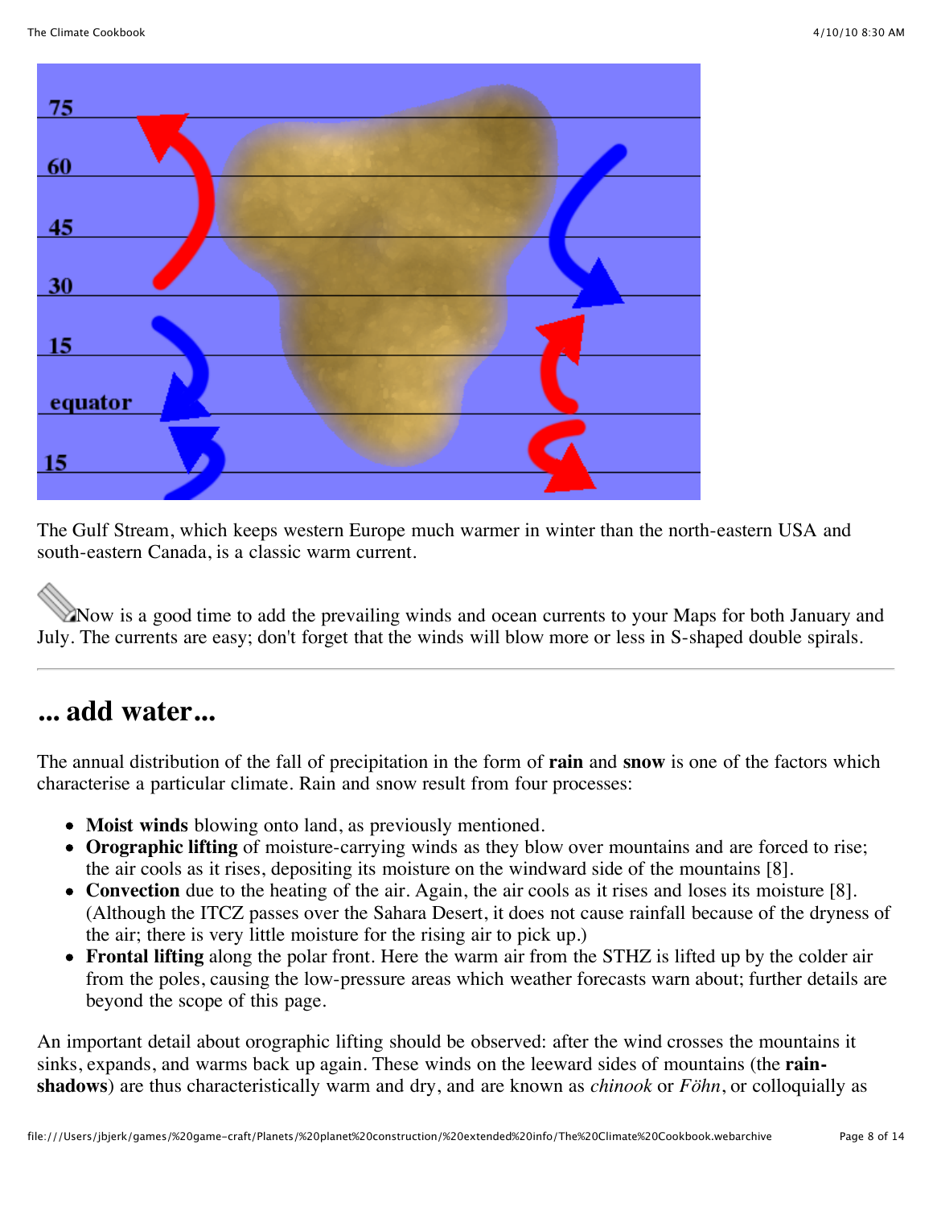The Gulf Stream, which keeps western Europe much warmer in winter than the north-eastern USA and south-eastern Canada, is a classic warm current.

Now is a good time to add the prevailing winds and ocean currents to your Maps for both January and July. The currents are easy; don't forget that the winds will blow more or less in S-shaped double spirals.

---

## ... add water...

The annual distribution of the fall of precipitation in the form of **rain** and **snow** is one of the factors which characterise a particular climate. Rain and snow result from four processes:

- **Moist winds** blowing onto land, as previously mentioned.
- **Orographic lifting** of moisture-carrying winds as they blow over mountains and are forced to rise; the air cools as it rises, depositing its moisture on the windward side of the mountains [8].
- **Convection** due to the heating of the air. Again, the air cools as it rises and loses its moisture [8]. (Although the ITCZ passes over the Sahara Desert, it does not cause rainfall because of the dryness of the air; there is very little moisture for the rising air to pick up.)
- **Frontal lifting** along the polar front. Here the warm air from the STHZ is lifted up by the colder air from the poles, causing the low-pressure areas which weather forecasts warn about; further details are beyond the scope of this page.

An important detail about orographic lifting should be observed: after the wind crosses the mountains it sinks, expands, and warms back up again. These winds on the leeward sides of mountains (the **rain-shadows**) are thus characteristically warm and dry, and are known as *chinook* or *Föhn*, or colloquially as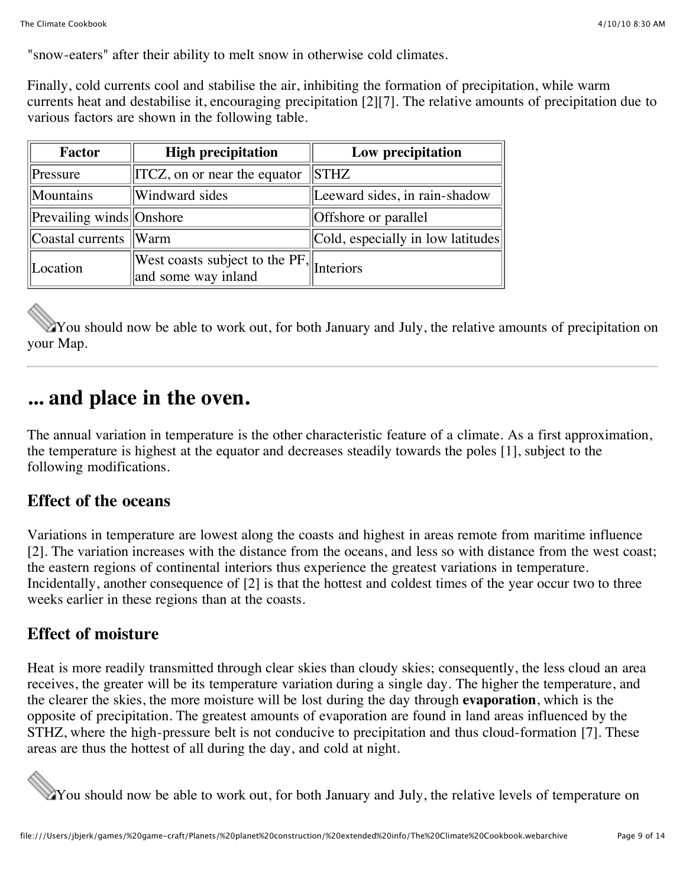"snow-eaters" after their ability to melt snow in otherwise cold climates.

Finally, cold currents cool and stabilise the air, inhibiting the formation of precipitation, while warm currents heat and destabilise it, encouraging precipitation [2][7]. The relative amounts of precipitation due to various factors are shown in the following table.

| Factor | High precipitation | Low precipitation |
|---|---|---|
| Pressure | ITCZ, on or near the equator | STHZ |
| Mountains | Windward sides | Leeward sides, in rain-shadow |
| Prevailing winds | Onshore | Offshore or parallel |
| Coastal currents | Warm | Cold, especially in low latitudes |
| Location | West coasts subject to the PF, and some way inland | Interiors |

You should now be able to work out, for both January and July, the relative amounts of precipitation on your Map.

---

# ... and place in the oven.

The annual variation in temperature is the other characteristic feature of a climate. As a first approximation, the temperature is highest at the equator and decreases steadily towards the poles [1], subject to the following modifications.

## Effect of the oceans

Variations in temperature are lowest along the coasts and highest in areas remote from maritime influence [2]. The variation increases with the distance from the oceans, and less so with distance from the west coast; the eastern regions of continental interiors thus experience the greatest variations in temperature. Incidentally, another consequence of [2] is that the hottest and coldest times of the year occur two to three weeks earlier in these regions than at the coasts.

## Effect of moisture

Heat is more readily transmitted through clear skies than cloudy skies; consequently, the less cloud an area receives, the greater will be its temperature variation during a single day. The higher the temperature, and the clearer the skies, the more moisture will be lost during the day through **evaporation**, which is the opposite of precipitation. The greatest amounts of evaporation are found in land areas influenced by the STHZ, where the high-pressure belt is not conducive to precipitation and thus cloud-formation [7]. These areas are thus the hottest of all during the day, and cold at night.

You should now be able to work out, for both January and July, the relative levels of temperature on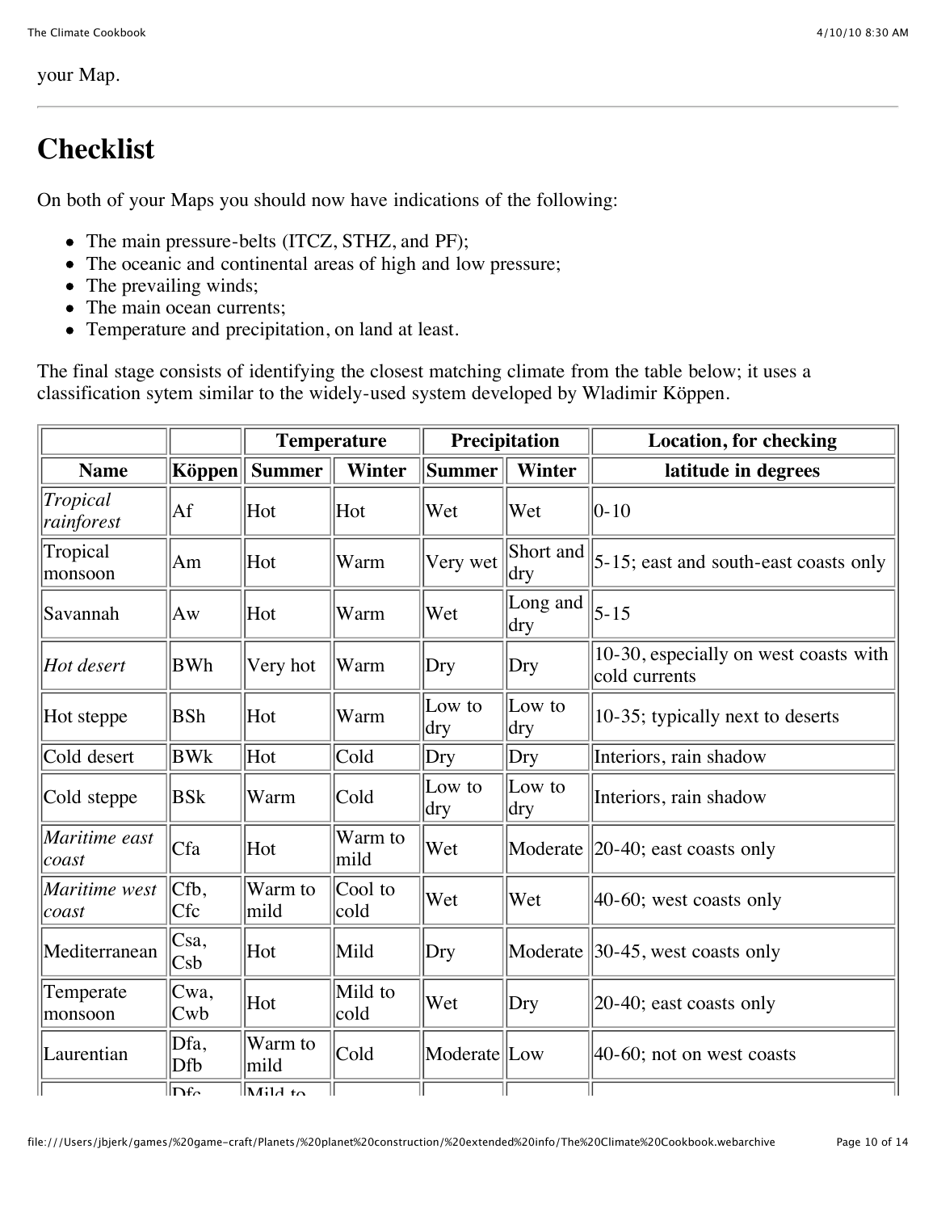your Map.

---

## Checklist

On both of your Maps you should now have indications of the following:

- The main pressure-belts (ITCZ, STHZ, and PF);
- The oceanic and continental areas of high and low pressure;
- The prevailing winds;
- The main ocean currents;
- Temperature and precipitation, on land at least.

The final stage consists of identifying the closest matching climate from the table below; it uses a classification sytem similar to the widely-used system developed by Wladimir Köppen.

| | | Temperature | | Precipitation | | Location, for checking |
|---|---|---|---|---|---|---|
| **Name** | **Köppen** | **Summer** | **Winter** | **Summer** | **Winter** | **latitude in degrees** |
| *Tropical rainforest* | Af | Hot | Hot | Wet | Wet | 0-10 |
| Tropical monsoon | Am | Hot | Warm | Very wet | Short and dry | 5-15; east and south-east coasts only |
| Savannah | Aw | Hot | Warm | Wet | Long and dry | 5-15 |
| *Hot desert* | BWh | Very hot | Warm | Dry | Dry | 10-30, especially on west coasts with cold currents |
| Hot steppe | BSh | Hot | Warm | Low to dry | Low to dry | 10-35; typically next to deserts |
| Cold desert | BWk | Hot | Cold | Dry | Dry | Interiors, rain shadow |
| Cold steppe | BSk | Warm | Cold | Low to dry | Low to dry | Interiors, rain shadow |
| *Maritime east coast* | Cfa | Hot | Warm to mild | Wet | Moderate | 20-40; east coasts only |
| *Maritime west coast* | Cfb, Cfc | Warm to mild | Cool to cold | Wet | Wet | 40-60; west coasts only |
| Mediterranean | Csa, Csb | Hot | Mild | Dry | Moderate | 30-45, west coasts only |
| Temperate monsoon | Cwa, Cwb | Hot | Mild to cold | Wet | Dry | 20-40; east coasts only |
| Laurentian | Dfa, Dfb | Warm to mild | Cold | Moderate | Low | 40-60; not on west coasts |
| | Dfc | Mild to | | | | |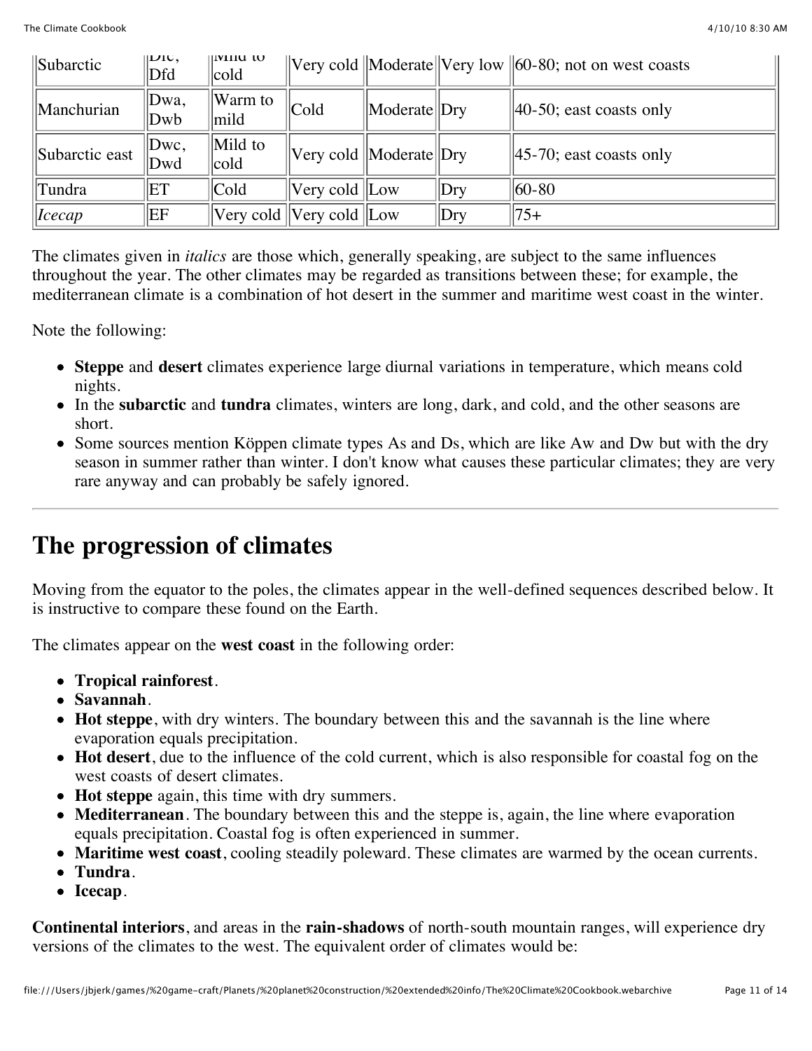| Subarctic | Dfc, Dfd | Mild to cold | Very cold | Moderate | Very low | 60-80; not on west coasts |
|---|---|---|---|---|---|---|
| Manchurian | Dwa, Dwb | Warm to mild | Cold | Moderate | Dry | 40-50; east coasts only |
| Subarctic east | Dwc, Dwd | Mild to cold | Very cold | Moderate | Dry | 45-70; east coasts only |
| Tundra | ET | Cold | Very cold | Low | Dry | 60-80 |
| *Icecap* | EF | Very cold | Very cold | Low | Dry | 75+ |

The climates given in *italics* are those which, generally speaking, are subject to the same influences throughout the year. The other climates may be regarded as transitions between these; for example, the mediterranean climate is a combination of hot desert in the summer and maritime west coast in the winter.

Note the following:

- **Steppe** and **desert** climates experience large diurnal variations in temperature, which means cold nights.
- In the **subarctic** and **tundra** climates, winters are long, dark, and cold, and the other seasons are short.
- Some sources mention Köppen climate types As and Ds, which are like Aw and Dw but with the dry season in summer rather than winter. I don't know what causes these particular climates; they are very rare anyway and can probably be safely ignored.

---

## The progression of climates

Moving from the equator to the poles, the climates appear in the well-defined sequences described below. It is instructive to compare these found on the Earth.

The climates appear on the **west coast** in the following order:

- **Tropical rainforest**.
- **Savannah**.
- **Hot steppe**, with dry winters. The boundary between this and the savannah is the line where evaporation equals precipitation.
- **Hot desert**, due to the influence of the cold current, which is also responsible for coastal fog on the west coasts of desert climates.
- **Hot steppe** again, this time with dry summers.
- **Mediterranean**. The boundary between this and the steppe is, again, the line where evaporation equals precipitation. Coastal fog is often experienced in summer.
- **Maritime west coast**, cooling steadily poleward. These climates are warmed by the ocean currents.
- **Tundra**.
- **Icecap**.

**Continental interiors**, and areas in the **rain-shadows** of north-south mountain ranges, will experience dry versions of the climates to the west. The equivalent order of climates would be: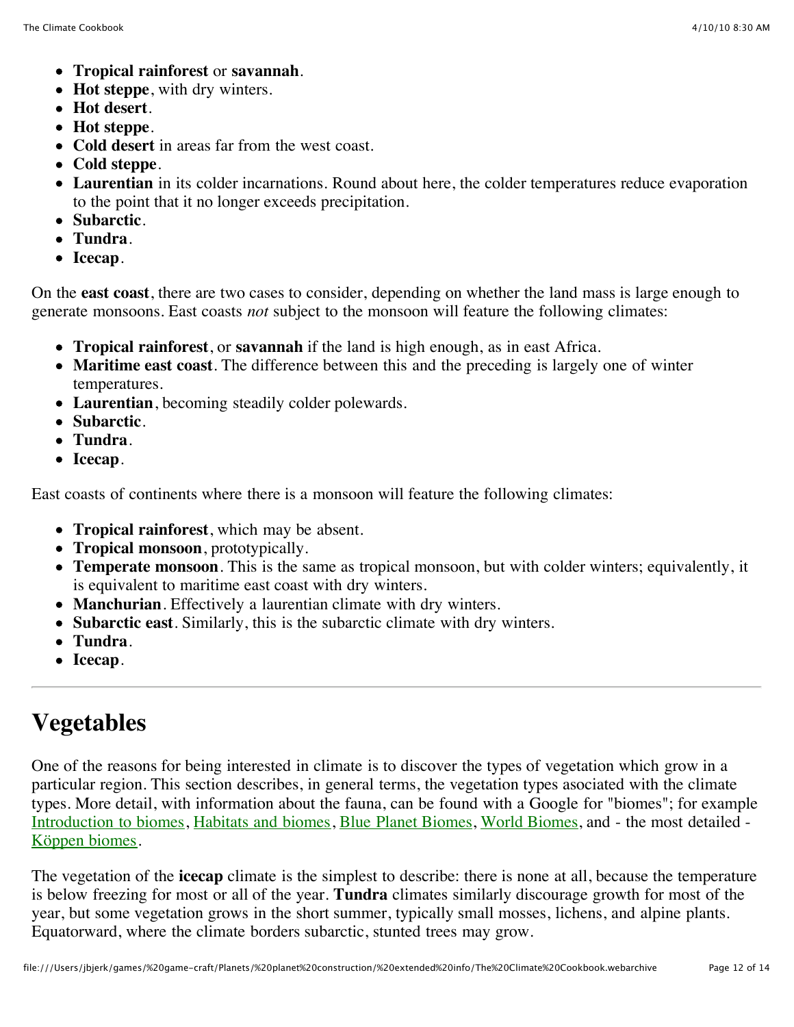- **Tropical rainforest** or **savannah**.
- **Hot steppe**, with dry winters.
- **Hot desert**.
- **Hot steppe**.
- **Cold desert** in areas far from the west coast.
- **Cold steppe**.
- **Laurentian** in its colder incarnations. Round about here, the colder temperatures reduce evaporation to the point that it no longer exceeds precipitation.
- **Subarctic**.
- **Tundra**.
- **Icecap**.

On the **east coast**, there are two cases to consider, depending on whether the land mass is large enough to generate monsoons. East coasts *not* subject to the monsoon will feature the following climates:

- **Tropical rainforest**, or **savannah** if the land is high enough, as in east Africa.
- **Maritime east coast**. The difference between this and the preceding is largely one of winter temperatures.
- **Laurentian**, becoming steadily colder polewards.
- **Subarctic**.
- **Tundra**.
- **Icecap**.

East coasts of continents where there is a monsoon will feature the following climates:

- **Tropical rainforest**, which may be absent.
- **Tropical monsoon**, prototypically.
- **Temperate monsoon**. This is the same as tropical monsoon, but with colder winters; equivalently, it is equivalent to maritime east coast with dry winters.
- **Manchurian**. Effectively a laurentian climate with dry winters.
- **Subarctic east**. Similarly, this is the subarctic climate with dry winters.
- **Tundra**.
- **Icecap**.

---

# Vegetables

One of the reasons for being interested in climate is to discover the types of vegetation which grow in a particular region. This section describes, in general terms, the vegetation types asociated with the climate types. More detail, with information about the fauna, can be found with a Google for "biomes"; for example Introduction to biomes, Habitats and biomes, Blue Planet Biomes, World Biomes, and - the most detailed - Köppen biomes.

The vegetation of the **icecap** climate is the simplest to describe: there is none at all, because the temperature is below freezing for most or all of the year. **Tundra** climates similarly discourage growth for most of the year, but some vegetation grows in the short summer, typically small mosses, lichens, and alpine plants. Equatorward, where the climate borders subarctic, stunted trees may grow.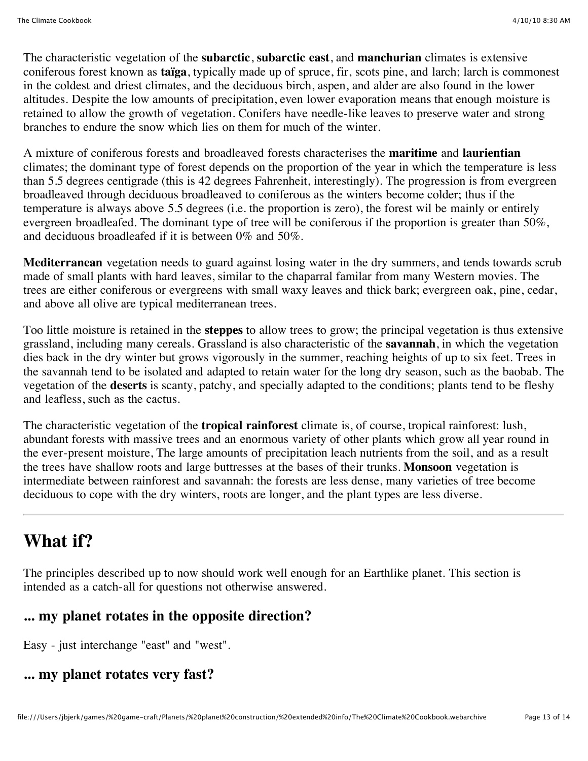The characteristic vegetation of the **subarctic**, **subarctic east**, and **manchurian** climates is extensive coniferous forest known as **taïga**, typically made up of spruce, fir, scots pine, and larch; larch is commonest in the coldest and driest climates, and the deciduous birch, aspen, and alder are also found in the lower altitudes. Despite the low amounts of precipitation, even lower evaporation means that enough moisture is retained to allow the growth of vegetation. Conifers have needle-like leaves to preserve water and strong branches to endure the snow which lies on them for much of the winter.

A mixture of coniferous forests and broadleaved forests characterises the **maritime** and **laurientian** climates; the dominant type of forest depends on the proportion of the year in which the temperature is less than 5.5 degrees centigrade (this is 42 degrees Fahrenheit, interestingly). The progression is from evergreen broadleaved through deciduous broadleaved to coniferous as the winters become colder; thus if the temperature is always above 5.5 degrees (i.e. the proportion is zero), the forest wil be mainly or entirely evergreen broadleafed. The dominant type of tree will be coniferous if the proportion is greater than 50%, and deciduous broadleafed if it is between 0% and 50%.

**Mediterranean** vegetation needs to guard against losing water in the dry summers, and tends towards scrub made of small plants with hard leaves, similar to the chaparral familar from many Western movies. The trees are either coniferous or evergreens with small waxy leaves and thick bark; evergreen oak, pine, cedar, and above all olive are typical mediterranean trees.

Too little moisture is retained in the **steppes** to allow trees to grow; the principal vegetation is thus extensive grassland, including many cereals. Grassland is also characteristic of the **savannah**, in which the vegetation dies back in the dry winter but grows vigorously in the summer, reaching heights of up to six feet. Trees in the savannah tend to be isolated and adapted to retain water for the long dry season, such as the baobab. The vegetation of the **deserts** is scanty, patchy, and specially adapted to the conditions; plants tend to be fleshy and leafless, such as the cactus.

The characteristic vegetation of the **tropical rainforest** climate is, of course, tropical rainforest: lush, abundant forests with massive trees and an enormous variety of other plants which grow all year round in the ever-present moisture, The large amounts of precipitation leach nutrients from the soil, and as a result the trees have shallow roots and large buttresses at the bases of their trunks. **Monsoon** vegetation is intermediate between rainforest and savannah: the forests are less dense, many varieties of tree become deciduous to cope with the dry winters, roots are longer, and the plant types are less diverse.

---

# What if?

The principles described up to now should work well enough for an Earthlike planet. This section is intended as a catch-all for questions not otherwise answered.

### ... my planet rotates in the opposite direction?

Easy - just interchange "east" and "west".

### ... my planet rotates very fast?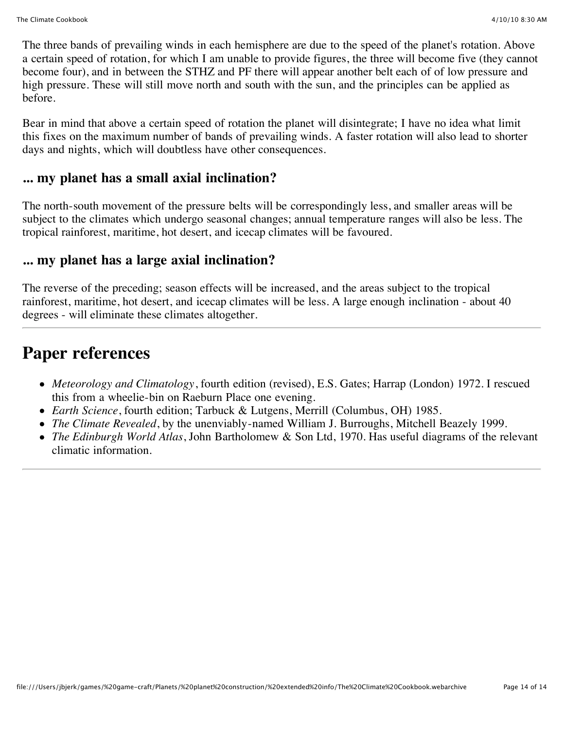The three bands of prevailing winds in each hemisphere are due to the speed of the planet's rotation. Above a certain speed of rotation, for which I am unable to provide figures, the three will become five (they cannot become four), and in between the STHZ and PF there will appear another belt each of of low pressure and high pressure. These will still move north and south with the sun, and the principles can be applied as before.

Bear in mind that above a certain speed of rotation the planet will disintegrate; I have no idea what limit this fixes on the maximum number of bands of prevailing winds. A faster rotation will also lead to shorter days and nights, which will doubtless have other consequences.

### ... my planet has a small axial inclination?

The north-south movement of the pressure belts will be correspondingly less, and smaller areas will be subject to the climates which undergo seasonal changes; annual temperature ranges will also be less. The tropical rainforest, maritime, hot desert, and icecap climates will be favoured.

### ... my planet has a large axial inclination?

The reverse of the preceding; season effects will be increased, and the areas subject to the tropical rainforest, maritime, hot desert, and icecap climates will be less. A large enough inclination - about 40 degrees - will eliminate these climates altogether.

## Paper references

- *Meteorology and Climatology*, fourth edition (revised), E.S. Gates; Harrap (London) 1972. I rescued this from a wheelie-bin on Raeburn Place one evening.
- *Earth Science*, fourth edition; Tarbuck & Lutgens, Merrill (Columbus, OH) 1985.
- *The Climate Revealed*, by the unenviably-named William J. Burroughs, Mitchell Beazely 1999.
- *The Edinburgh World Atlas*, John Bartholomew & Son Ltd, 1970. Has useful diagrams of the relevant climatic information.